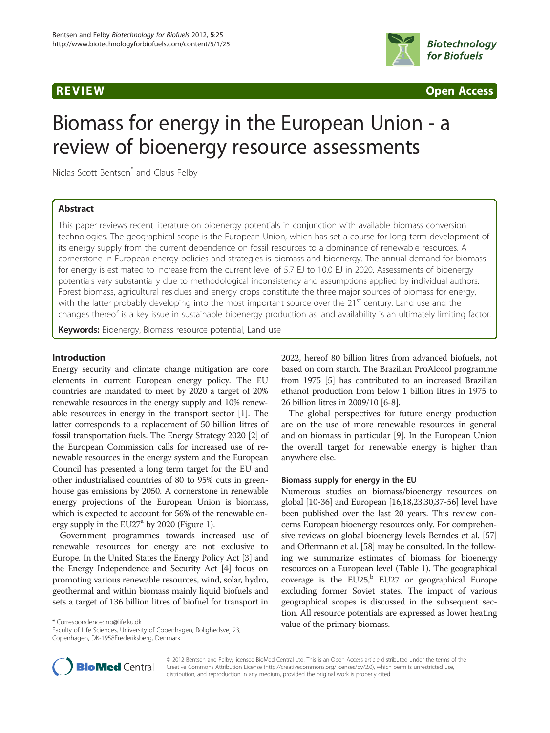REVIEW Open Access

# Biomass for energy in the European Union - a review of bioenergy resource assessments

Niclas Scott Bentsen* and Claus Felby

## Abstract

This paper reviews recent literature on bioenergy potentials in conjunction with available biomass conversion technologies. The geographical scope is the European Union, which has set a course for long term development of its energy supply from the current dependence on fossil resources to a dominance of renewable resources. A cornerstone in European energy policies and strategies is biomass and bioenergy. The annual demand for biomass for energy is estimated to increase from the current level of 5.7 EJ to 10.0 EJ in 2020. Assessments of bioenergy potentials vary substantially due to methodological inconsistency and assumptions applied by individual authors. Forest biomass, agricultural residues and energy crops constitute the three major sources of biomass for energy, with the latter probably developing into the most important source over the 21st century. Land use and the changes thereof is a key issue in sustainable bioenergy production as land availability is an ultimately limiting factor.

**Keywords:** Bioenergy, Biomass resource potential, Land use

## Introduction

Energy security and climate change mitigation are core elements in current European energy policy. The EU countries are mandated to meet by 2020 a target of 20% renewable resources in the energy supply and 10% renewable resources in energy in the transport sector [1]. The latter corresponds to a replacement of 50 billion litres of fossil transportation fuels. The Energy Strategy 2020 [2] of the European Commission calls for increased use of renewable resources in the energy system and the European Council has presented a long term target for the EU and other industrialised countries of 80 to 95% cuts in greenhouse gas emissions by 2050. A cornerstone in renewable energy projections of the European Union is biomass, which is expected to account for 56% of the renewable energy supply in the EU27[a] by 2020 (Figure 1).

Government programmes towards increased use of renewable resources for energy are not exclusive to Europe. In the United States the Energy Policy Act [3] and the Energy Independence and Security Act [4] focus on promoting various renewable resources, wind, solar, hydro, geothermal and within biomass mainly liquid biofuels and sets a target of 136 billion litres of biofuel for transport in 2022, hereof 80 billion litres from advanced biofuels, not based on corn starch. The Brazilian ProAlcool programme from 1975 [5] has contributed to an increased Brazilian ethanol production from below 1 billion litres in 1975 to 26 billion litres in 2009/10 [6-8].

The global perspectives for future energy production are on the use of more renewable resources in general and on biomass in particular [9]. In the European Union the overall target for renewable energy is higher than anywhere else.

### Biomass supply for energy in the EU

Numerous studies on biomass/bioenergy resources on global [10-36] and European [16,18,23,30,37-56] level have been published over the last 20 years. This review concerns European bioenergy resources only. For comprehensive reviews on global bioenergy levels Berndes et al. [57] and Offermann et al. [58] may be consulted. In the following we summarize estimates of biomass for bioenergy resources on a European level (Table 1). The geographical coverage is the EU25,[b] EU27 or geographical Europe excluding former Soviet states. The impact of various geographical scopes is discussed in the subsequent section. All resource potentials are expressed as lower heating value of the primary biomass.

* Correspondence: nb@life.ku.dk
Faculty of Life Sciences, University of Copenhagen, Rolighedsvej 23, Copenhagen, DK-1958Frederiksberg, Denmark

© 2012 Bentsen and Felby; licensee BioMed Central Ltd. This is an Open Access article distributed under the terms of the Creative Commons Attribution License (http://creativecommons.org/licenses/by/2.0), which permits unrestricted use, distribution, and reproduction in any medium, provided the original work is properly cited.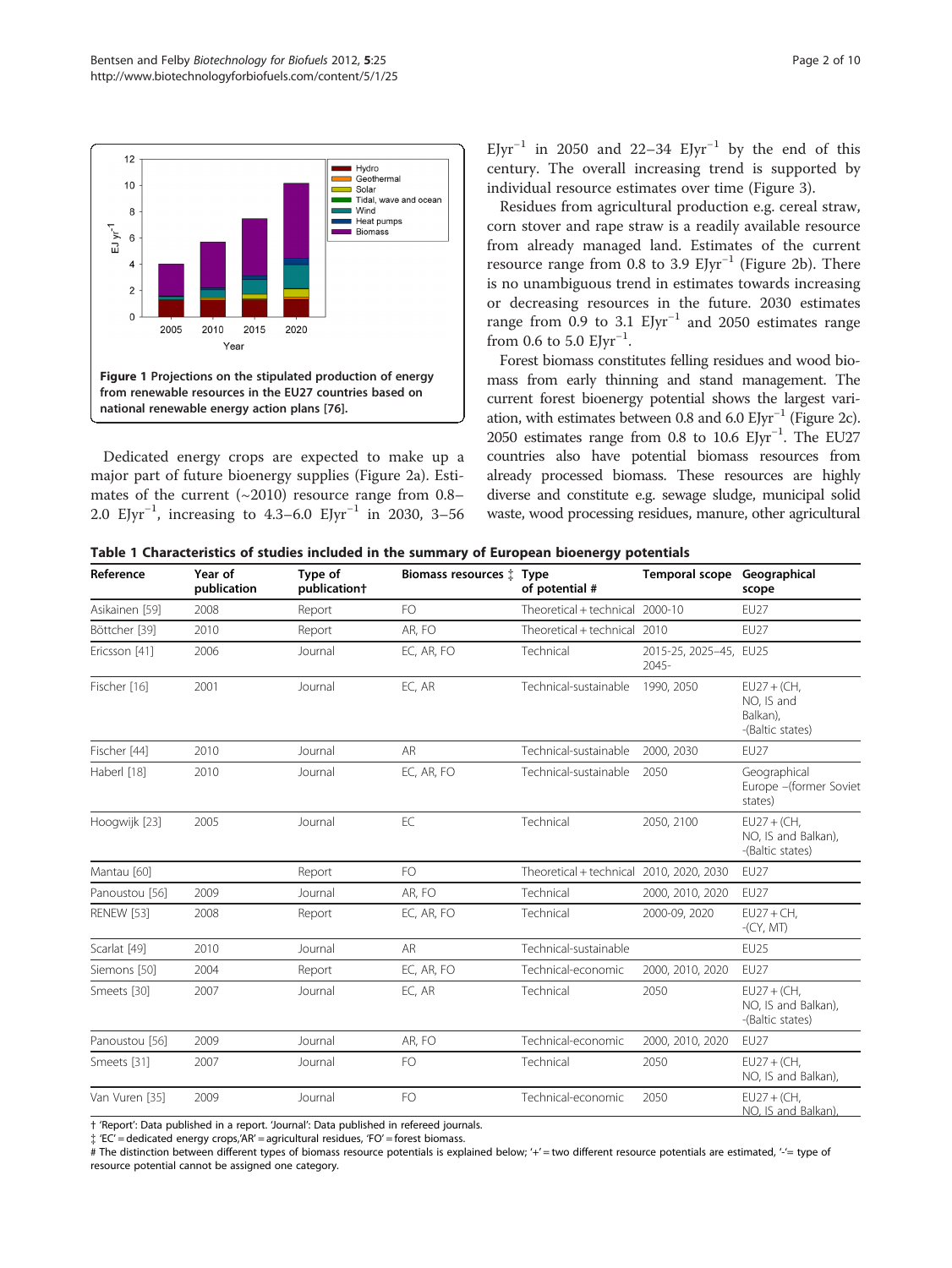**Figure 1 Projections on the stipulated production of energy from renewable resources in the EU27 countries based on national renewable energy action plans [76].**

Dedicated energy crops are expected to make up a major part of future bioenergy supplies (Figure 2a). Estimates of the current (~2010) resource range from 0.8–2.0 $EJyr^{-1}$, increasing to 4.3–6.0 $EJyr^{-1}$ in 2030, 3–56 $EJyr^{-1}$ in 2050 and 22–34 $EJyr^{-1}$ by the end of this century. The overall increasing trend is supported by individual resource estimates over time (Figure 3).

Residues from agricultural production e.g. cereal straw, corn stover and rape straw is a readily available resource from already managed land. Estimates of the current resource range from 0.8 to 3.9 $EJyr^{-1}$ (Figure 2b). There is no unambiguous trend in estimates towards increasing or decreasing resources in the future. 2030 estimates range from 0.9 to 3.1 $EJyr^{-1}$ and 2050 estimates range from 0.6 to 5.0 $EJyr^{-1}$.

Forest biomass constitutes felling residues and wood biomass from early thinning and stand management. The current forest bioenergy potential shows the largest variation, with estimates between 0.8 and 6.0 $EJyr^{-1}$ (Figure 2c). 2050 estimates range from 0.8 to 10.6 $EJyr^{-1}$. The EU27 countries also have potential biomass resources from already processed biomass. These resources are highly diverse and constitute e.g. sewage sludge, municipal solid waste, wood processing residues, manure, other agricultural

**Table 1 Characteristics of studies included in the summary of European bioenergy potentials**

| Reference | Year of publication | Type of publication† | Biomass resources ‡ | Type of potential # | Temporal scope | Geographical scope |
|---|---|---|---|---|---|---|
| Asikainen [59] | 2008 | Report | FO | Theoretical + technical | 2000-10 | EU27 |
| Böttcher [39] | 2010 | Report | AR, FO | Theoretical + technical | 2010 | EU27 |
| Ericsson [41] | 2006 | Journal | EC, AR, FO | Technical | 2015-25, 2025–45, 2045- | EU25 |
| Fischer [16] | 2001 | Journal | EC, AR | Technical-sustainable | 1990, 2050 | EU27 + (CH, NO, IS and Balkan), -(Baltic states) |
| Fischer [44] | 2010 | Journal | AR | Technical-sustainable | 2000, 2030 | EU27 |
| Haberl [18] | 2010 | Journal | EC, AR, FO | Technical-sustainable | 2050 | Geographical Europe –(former Soviet states) |
| Hoogwijk [23] | 2005 | Journal | EC | Technical | 2050, 2100 | EU27 + (CH, NO, IS and Balkan), -(Baltic states) |
| Mantau [60] | | Report | FO | Theoretical + technical | 2010, 2020, 2030 | EU27 |
| Panoustou [56] | 2009 | Journal | AR, FO | Technical | 2000, 2010, 2020 | EU27 |
| RENEW [53] | 2008 | Report | EC, AR, FO | Technical | 2000-09, 2020 | EU27 + CH, -(CY, MT) |
| Scarlat [49] | 2010 | Journal | AR | Technical-sustainable | | EU25 |
| Siemons [50] | 2004 | Report | EC, AR, FO | Technical-economic | 2000, 2010, 2020 | EU27 |
| Smeets [30] | 2007 | Journal | EC, AR | Technical | 2050 | EU27 + (CH, NO, IS and Balkan), -(Baltic states) |
| Panoustou [56] | 2009 | Journal | AR, FO | Technical-economic | 2000, 2010, 2020 | EU27 |
| Smeets [31] | 2007 | Journal | FO | Technical | 2050 | EU27 + (CH, NO, IS and Balkan), |
| Van Vuren [35] | 2009 | Journal | FO | Technical-economic | 2050 | EU27 + (CH, NO, IS and Balkan), |

† 'Report': Data published in a report. 'Journal': Data published in refereed journals.
‡ 'EC' = dedicated energy crops,'AR' = agricultural residues, 'FO' = forest biomass.
# The distinction between different types of biomass resource potentials is explained below; '+' = two different resource potentials are estimated, '-'= type of resource potential cannot be assigned one category.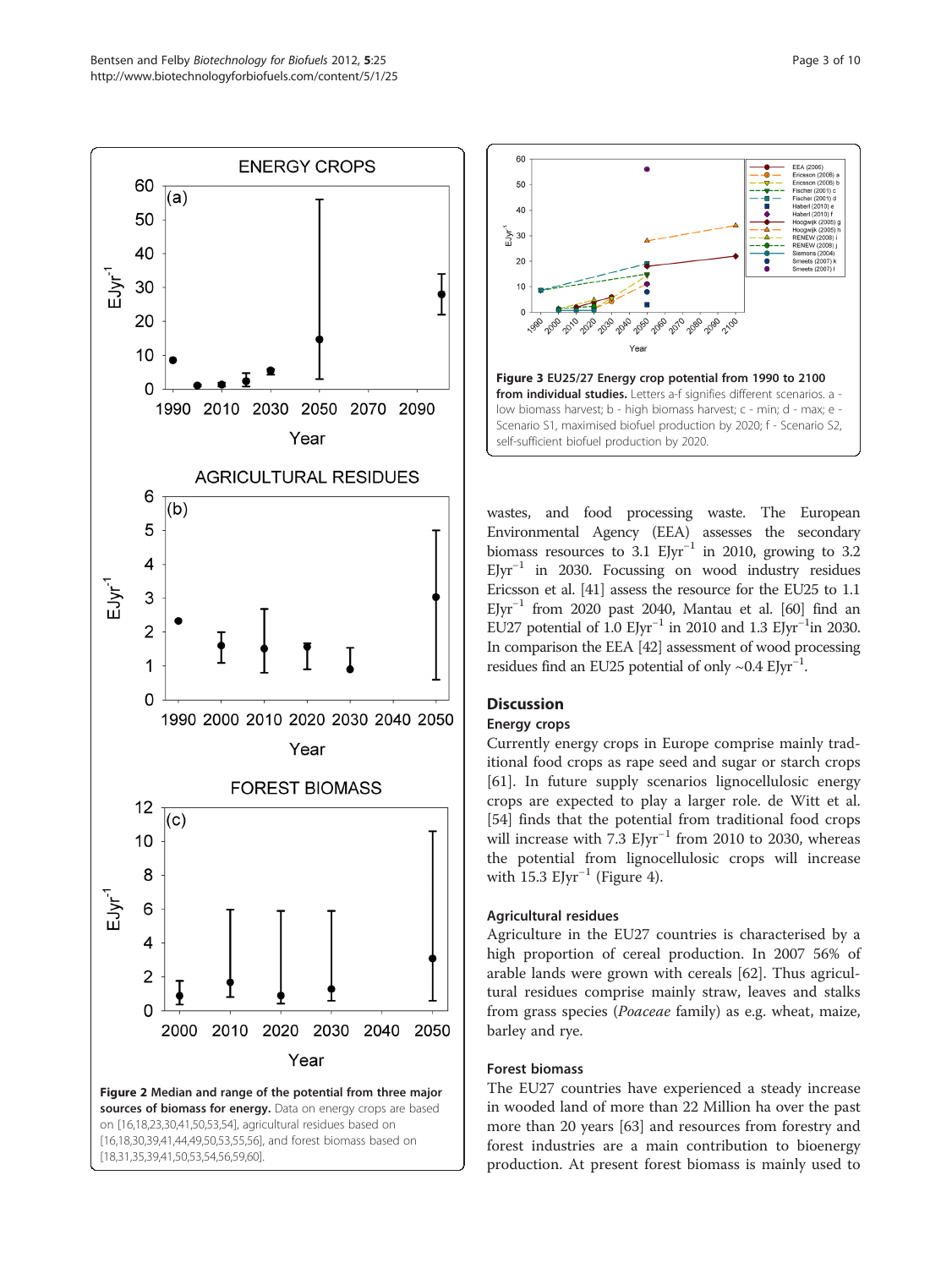**Figure 2 Median and range of the potential from three major sources of biomass for energy.** Data on energy crops are based on [16,18,23,30,41,50,53,54], agricultural residues based on [16,18,30,39,41,44,49,50,53,55,56], and forest biomass based on [18,31,35,39,41,50,53,54,56,59,60].

**Figure 3 EU25/27 Energy crop potential from 1990 to 2100 from individual studies.** Letters a-f signifies different scenarios. a - low biomass harvest; b - high biomass harvest; c - min; d - max; e - Scenario S1, maximised biofuel production by 2020; f - Scenario S2, self-sufficient biofuel production by 2020.

wastes, and food processing waste. The European Environmental Agency (EEA) assesses the secondary biomass resources to 3.1 $EJyr^{-1}$ in 2010, growing to 3.2 $EJyr^{-1}$ in 2030. Focussing on wood industry residues Ericsson et al. [41] assess the resource for the EU25 to 1.1 $EJyr^{-1}$ from 2020 past 2040, Mantau et al. [60] find an EU27 potential of 1.0 $EJyr^{-1}$ in 2010 and 1.3 $EJyr^{-1}$in 2030. In comparison the EEA [42] assessment of wood processing residues find an EU25 potential of only ~0.4 $EJyr^{-1}$.

## Discussion

### Energy crops

Currently energy crops in Europe comprise mainly traditional food crops as rape seed and sugar or starch crops [61]. In future supply scenarios lignocellulosic energy crops are expected to play a larger role. de Witt et al. [54] finds that the potential from traditional food crops will increase with 7.3 $EJyr^{-1}$ from 2010 to 2030, whereas the potential from lignocellulosic crops will increase with 15.3 $EJyr^{-1}$ (Figure 4).

### Agricultural residues

Agriculture in the EU27 countries is characterised by a high proportion of cereal production. In 2007 56% of arable lands were grown with cereals [62]. Thus agricultural residues comprise mainly straw, leaves and stalks from grass species (*Poaceae* family) as e.g. wheat, maize, barley and rye.

### Forest biomass

The EU27 countries have experienced a steady increase in wooded land of more than 22 Million ha over the past more than 20 years [63] and resources from forestry and forest industries are a main contribution to bioenergy production. At present forest biomass is mainly used to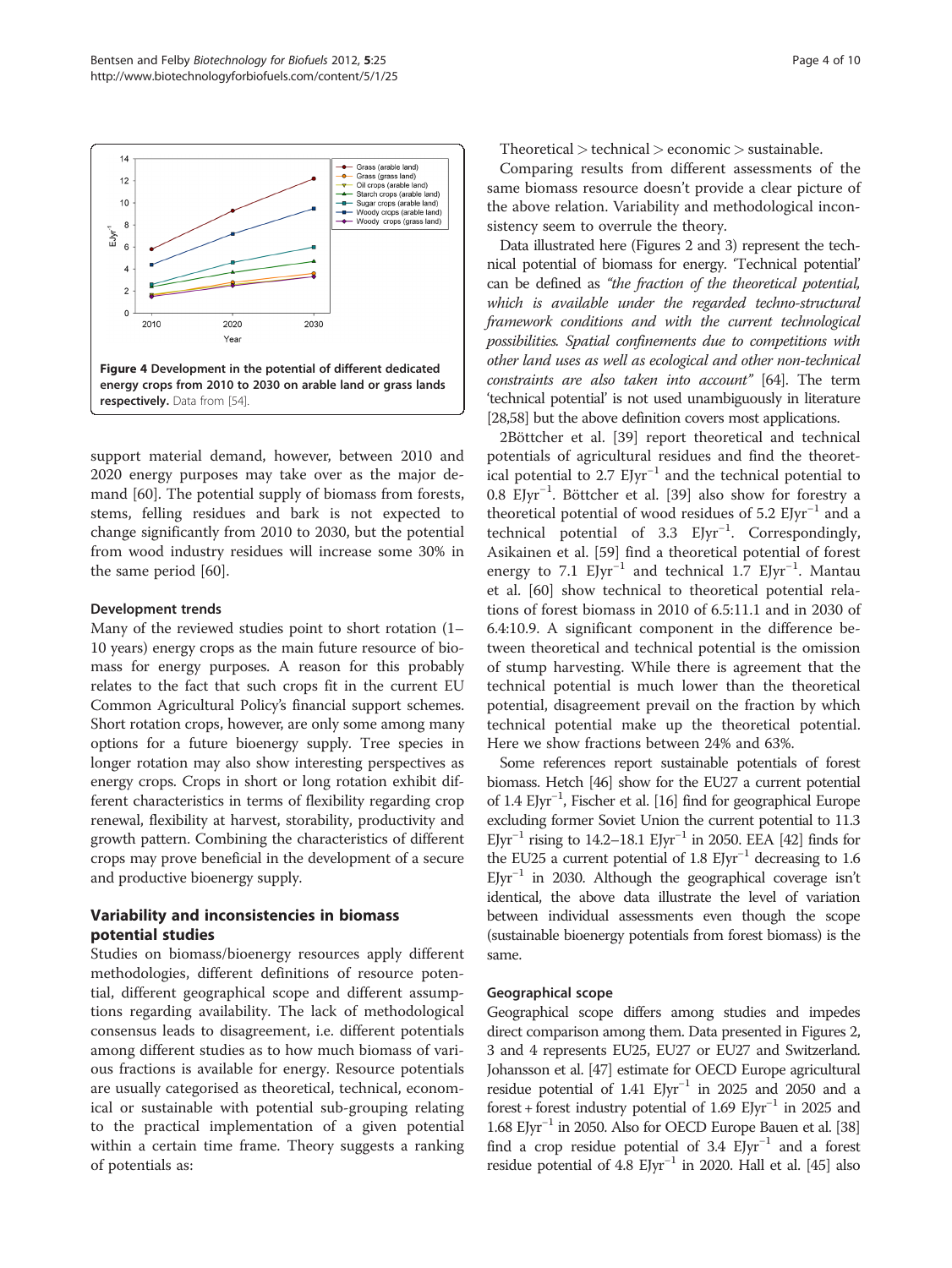Figure 4 Development in the potential of different dedicated energy crops from 2010 to 2030 on arable land or grass lands respectively. Data from [54].

support material demand, however, between 2010 and 2020 energy purposes may take over as the major demand [60]. The potential supply of biomass from forests, stems, felling residues and bark is not expected to change significantly from 2010 to 2030, but the potential from wood industry residues will increase some 30% in the same period [60].

#### Development trends

Many of the reviewed studies point to short rotation (1–10 years) energy crops as the main future resource of biomass for energy purposes. A reason for this probably relates to the fact that such crops fit in the current EU Common Agricultural Policy's financial support schemes. Short rotation crops, however, are only some among many options for a future bioenergy supply. Tree species in longer rotation may also show interesting perspectives as energy crops. Crops in short or long rotation exhibit different characteristics in terms of flexibility regarding crop renewal, flexibility at harvest, storability, productivity and growth pattern. Combining the characteristics of different crops may prove beneficial in the development of a secure and productive bioenergy supply.

## Variability and inconsistencies in biomass potential studies

Studies on biomass/bioenergy resources apply different methodologies, different definitions of resource potential, different geographical scope and different assumptions regarding availability. The lack of methodological consensus leads to disagreement, i.e. different potentials among different studies as to how much biomass of various fractions is available for energy. Resource potentials are usually categorised as theoretical, technical, economical or sustainable with potential sub-grouping relating to the practical implementation of a given potential within a certain time frame. Theory suggests a ranking of potentials as:

Theoretical > technical > economic > sustainable.

Comparing results from different assessments of the same biomass resource doesn't provide a clear picture of the above relation. Variability and methodological inconsistency seem to overrule the theory.

Data illustrated here (Figures 2 and 3) represent the technical potential of biomass for energy. 'Technical potential' can be defined as *"the fraction of the theoretical potential, which is available under the regarded techno-structural framework conditions and with the current technological possibilities. Spatial confinements due to competitions with other land uses as well as ecological and other non-technical constraints are also taken into account"* [64]. The term 'technical potential' is not used unambiguously in literature [28,58] but the above definition covers most applications.

2Böttcher et al. [39] report theoretical and technical potentials of agricultural residues and find the theoretical potential to 2.7 $EJyr^{-1}$ and the technical potential to 0.8 $EJyr^{-1}$. Böttcher et al. [39] also show for forestry a theoretical potential of wood residues of 5.2 $EJyr^{-1}$ and a technical potential of 3.3 $EJyr^{-1}$. Correspondingly, Asikainen et al. [59] find a theoretical potential of forest energy to 7.1 $EJyr^{-1}$ and technical 1.7 $EJyr^{-1}$. Mantau et al. [60] show technical to theoretical potential relations of forest biomass in 2010 of 6.5:11.1 and in 2030 of 6.4:10.9. A significant component in the difference between theoretical and technical potential is the omission of stump harvesting. While there is agreement that the technical potential is much lower than the theoretical potential, disagreement prevail on the fraction by which technical potential make up the theoretical potential. Here we show fractions between 24% and 63%.

Some references report sustainable potentials of forest biomass. Hetch [46] show for the EU27 a current potential of 1.4 $EJyr^{-1}$, Fischer et al. [16] find for geographical Europe excluding former Soviet Union the current potential to 11.3 $EJyr^{-1}$ rising to 14.2–18.1 $EJyr^{-1}$ in 2050. EEA [42] finds for the EU25 a current potential of 1.8 $EJyr^{-1}$ decreasing to 1.6 $EJyr^{-1}$ in 2030. Although the geographical coverage isn't identical, the above data illustrate the level of variation between individual assessments even though the scope (sustainable bioenergy potentials from forest biomass) is the same.

#### Geographical scope

Geographical scope differs among studies and impedes direct comparison among them. Data presented in Figures 2, 3 and 4 represents EU25, EU27 or EU27 and Switzerland. Johansson et al. [47] estimate for OECD Europe agricultural residue potential of 1.41 $EJyr^{-1}$ in 2025 and 2050 and a forest + forest industry potential of 1.69 $EJyr^{-1}$ in 2025 and 1.68 $EJyr^{-1}$ in 2050. Also for OECD Europe Bauen et al. [38] find a crop residue potential of 3.4 $EJyr^{-1}$ and a forest residue potential of 4.8 $EJyr^{-1}$ in 2020. Hall et al. [45] also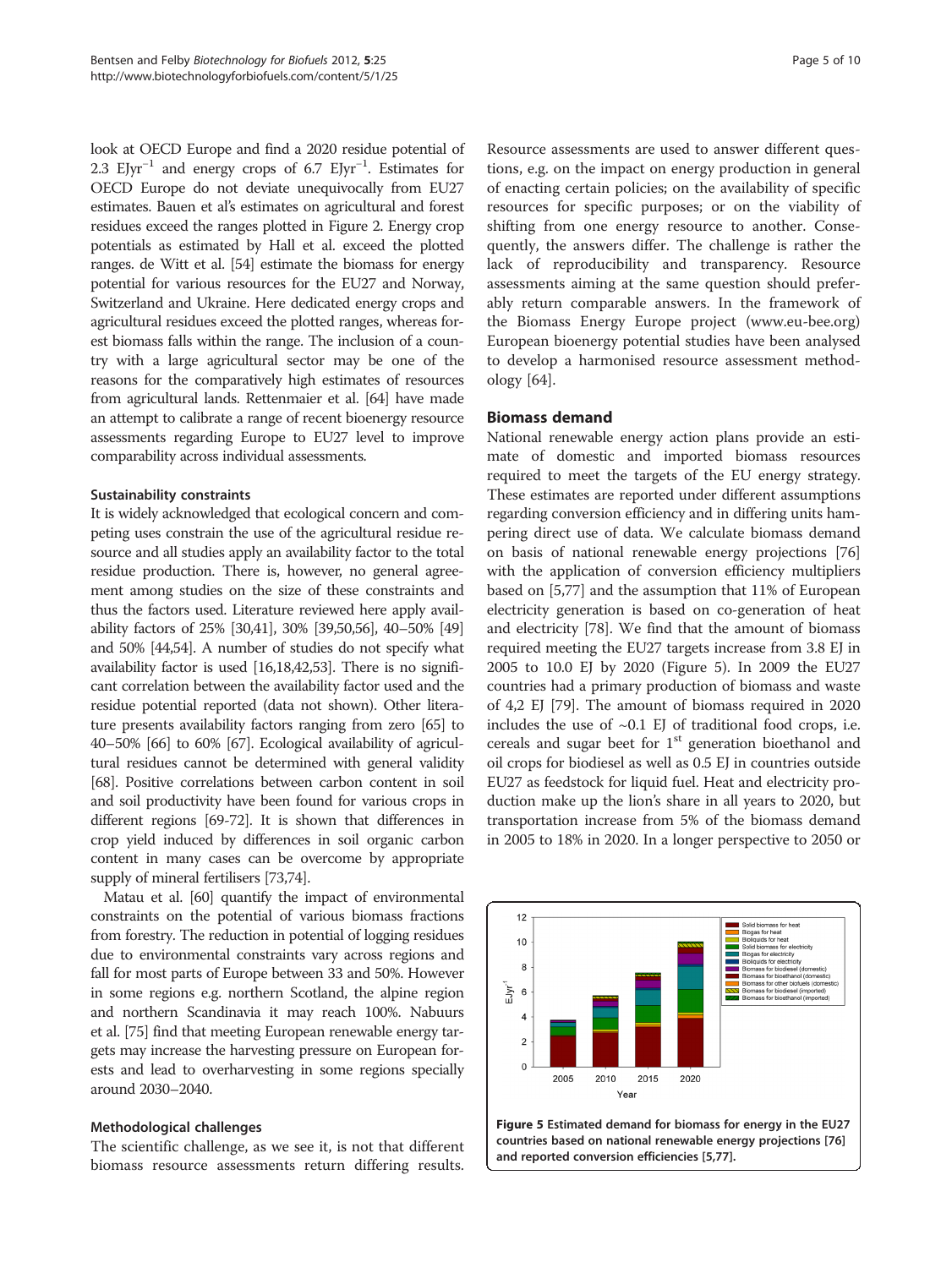look at OECD Europe and find a 2020 residue potential of 2.3 $EJyr^{-1}$ and energy crops of 6.7 $EJyr^{-1}$. Estimates for OECD Europe do not deviate unequivocally from EU27 estimates. Bauen et al's estimates on agricultural and forest residues exceed the ranges plotted in Figure 2. Energy crop potentials as estimated by Hall et al. exceed the plotted ranges. de Witt et al. [54] estimate the biomass for energy potential for various resources for the EU27 and Norway, Switzerland and Ukraine. Here dedicated energy crops and agricultural residues exceed the plotted ranges, whereas forest biomass falls within the range. The inclusion of a country with a large agricultural sector may be one of the reasons for the comparatively high estimates of resources from agricultural lands. Rettenmaier et al. [64] have made an attempt to calibrate a range of recent bioenergy resource assessments regarding Europe to EU27 level to improve comparability across individual assessments.

### Sustainability constraints

It is widely acknowledged that ecological concern and competing uses constrain the use of the agricultural residue resource and all studies apply an availability factor to the total residue production. There is, however, no general agreement among studies on the size of these constraints and thus the factors used. Literature reviewed here apply availability factors of 25% [30,41], 30% [39,50,56], 40–50% [49] and 50% [44,54]. A number of studies do not specify what availability factor is used [16,18,42,53]. There is no significant correlation between the availability factor used and the residue potential reported (data not shown). Other literature presents availability factors ranging from zero [65] to 40–50% [66] to 60% [67]. Ecological availability of agricultural residues cannot be determined with general validity [68]. Positive correlations between carbon content in soil and soil productivity have been found for various crops in different regions [69-72]. It is shown that differences in crop yield induced by differences in soil organic carbon content in many cases can be overcome by appropriate supply of mineral fertilisers [73,74].

Matau et al. [60] quantify the impact of environmental constraints on the potential of various biomass fractions from forestry. The reduction in potential of logging residues due to environmental constraints vary across regions and fall for most parts of Europe between 33 and 50%. However in some regions e.g. northern Scotland, the alpine region and northern Scandinavia it may reach 100%. Nabuurs et al. [75] find that meeting European renewable energy targets may increase the harvesting pressure on European forests and lead to overharvesting in some regions specially around 2030–2040.

### Methodological challenges

The scientific challenge, as we see it, is not that different biomass resource assessments return differing results. Resource assessments are used to answer different questions, e.g. on the impact on energy production in general of enacting certain policies; on the availability of specific resources for specific purposes; or on the viability of shifting from one energy resource to another. Consequently, the answers differ. The challenge is rather the lack of reproducibility and transparency. Resource assessments aiming at the same question should preferably return comparable answers. In the framework of the Biomass Energy Europe project (www.eu-bee.org) European bioenergy potential studies have been analysed to develop a harmonised resource assessment methodology [64].

## Biomass demand

National renewable energy action plans provide an estimate of domestic and imported biomass resources required to meet the targets of the EU energy strategy. These estimates are reported under different assumptions regarding conversion efficiency and in differing units hampering direct use of data. We calculate biomass demand on basis of national renewable energy projections [76] with the application of conversion efficiency multipliers based on [5,77] and the assumption that 11% of European electricity generation is based on co-generation of heat and electricity [78]. We find that the amount of biomass required meeting the EU27 targets increase from 3.8 EJ in 2005 to 10.0 EJ by 2020 (Figure 5). In 2009 the EU27 countries had a primary production of biomass and waste of 4,2 EJ [79]. The amount of biomass required in 2020 includes the use of ~0.1 EJ of traditional food crops, i.e. cereals and sugar beet for 1st generation bioethanol and oil crops for biodiesel as well as 0.5 EJ in countries outside EU27 as feedstock for liquid fuel. Heat and electricity production make up the lion's share in all years to 2020, but transportation increase from 5% of the biomass demand in 2005 to 18% in 2020. In a longer perspective to 2050 or

**Figure 5** Estimated demand for biomass for energy in the EU27 countries based on national renewable energy projections [76] and reported conversion efficiencies [5,77].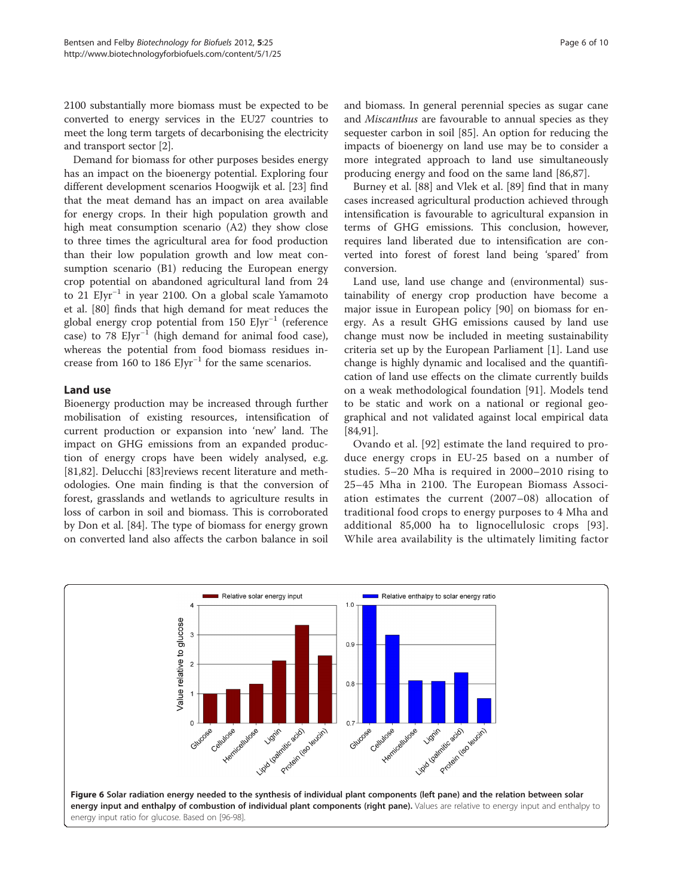2100 substantially more biomass must be expected to be converted to energy services in the EU27 countries to meet the long term targets of decarbonising the electricity and transport sector [2].

Demand for biomass for other purposes besides energy has an impact on the bioenergy potential. Exploring four different development scenarios Hoogwijk et al. [23] find that the meat demand has an impact on area available for energy crops. In their high population growth and high meat consumption scenario (A2) they show close to three times the agricultural area for food production than their low population growth and low meat consumption scenario (B1) reducing the European energy crop potential on abandoned agricultural land from 24 to 21 $EJyr^{-1}$ in year 2100. On a global scale Yamamoto et al. [80] finds that high demand for meat reduces the global energy crop potential from 150 $EJyr^{-1}$ (reference case) to 78 $EJyr^{-1}$ (high demand for animal food case), whereas the potential from food biomass residues increase from 160 to 186 $EJyr^{-1}$ for the same scenarios.

## Land use

Bioenergy production may be increased through further mobilisation of existing resources, intensification of current production or expansion into 'new' land. The impact on GHG emissions from an expanded production of energy crops have been widely analysed, e.g. [81,82]. Delucchi [83]reviews recent literature and methodologies. One main finding is that the conversion of forest, grasslands and wetlands to agriculture results in loss of carbon in soil and biomass. This is corroborated by Don et al. [84]. The type of biomass for energy grown on converted land also affects the carbon balance in soil and biomass. In general perennial species as sugar cane and *Miscanthus* are favourable to annual species as they sequester carbon in soil [85]. An option for reducing the impacts of bioenergy on land use may be to consider a more integrated approach to land use simultaneously producing energy and food on the same land [86,87].

Burney et al. [88] and Vlek et al. [89] find that in many cases increased agricultural production achieved through intensification is favourable to agricultural expansion in terms of GHG emissions. This conclusion, however, requires land liberated due to intensification are converted into forest of forest land being 'spared' from conversion.

Land use, land use change and (environmental) sustainability of energy crop production have become a major issue in European policy [90] on biomass for energy. As a result GHG emissions caused by land use change must now be included in meeting sustainability criteria set up by the European Parliament [1]. Land use change is highly dynamic and localised and the quantification of land use effects on the climate currently builds on a weak methodological foundation [91]. Models tend to be static and work on a national or regional geographical and not validated against local empirical data [84,91].

Ovando et al. [92] estimate the land required to produce energy crops in EU-25 based on a number of studies. 5–20 Mha is required in 2000–2010 rising to 25–45 Mha in 2100. The European Biomass Association estimates the current (2007–08) allocation of traditional food crops to energy purposes to 4 Mha and additional 85,000 ha to lignocellulosic crops [93]. While area availability is the ultimately limiting factor

**Figure 6 Solar radiation energy needed to the synthesis of individual plant components (left pane) and the relation between solar energy input and enthalpy of combustion of individual plant components (right pane).** Values are relative to energy input and enthalpy to energy input ratio for glucose. Based on [96-98].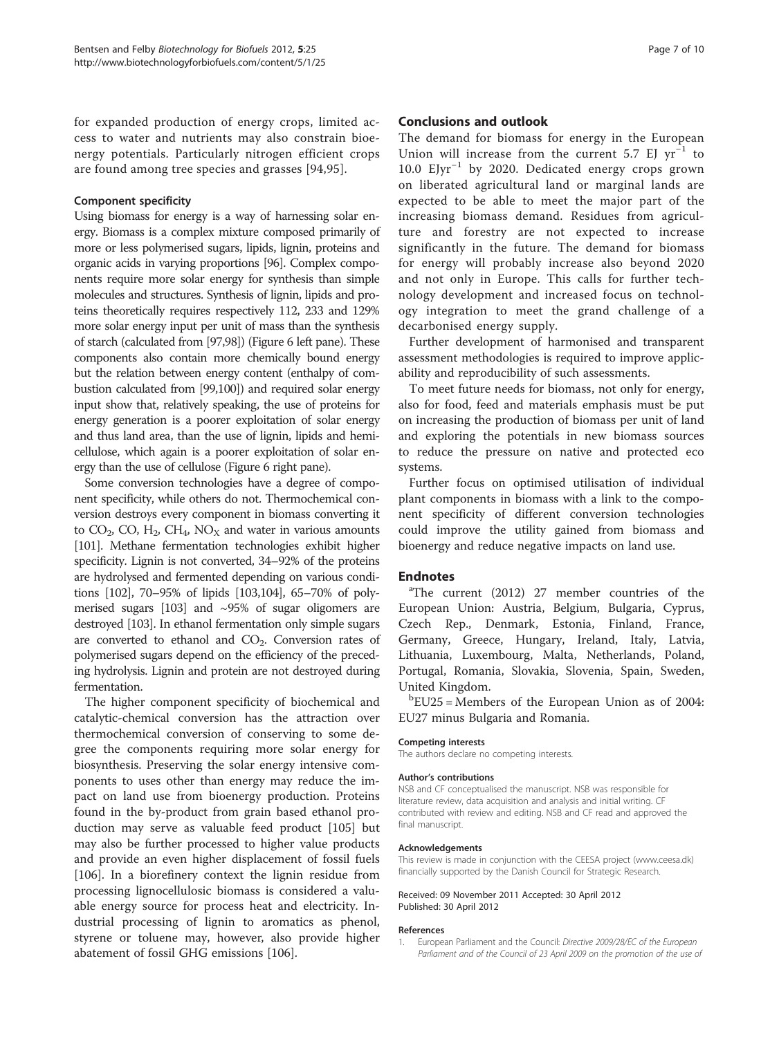for expanded production of energy crops, limited access to water and nutrients may also constrain bioenergy potentials. Particularly nitrogen efficient crops are found among tree species and grasses [94,95].

### Component specificity

Using biomass for energy is a way of harnessing solar energy. Biomass is a complex mixture composed primarily of more or less polymerised sugars, lipids, lignin, proteins and organic acids in varying proportions [96]. Complex components require more solar energy for synthesis than simple molecules and structures. Synthesis of lignin, lipids and proteins theoretically requires respectively 112, 233 and 129% more solar energy input per unit of mass than the synthesis of starch (calculated from [97,98]) (Figure 6 left pane). These components also contain more chemically bound energy but the relation between energy content (enthalpy of combustion calculated from [99,100]) and required solar energy input show that, relatively speaking, the use of proteins for energy generation is a poorer exploitation of solar energy and thus land area, than the use of lignin, lipids and hemicellulose, which again is a poorer exploitation of solar energy than the use of cellulose (Figure 6 right pane).

Some conversion technologies have a degree of component specificity, while others do not. Thermochemical conversion destroys every component in biomass converting it to $CO_2$, CO, $H_2$, $CH_4$, $NO_X$ and water in various amounts [101]. Methane fermentation technologies exhibit higher specificity. Lignin is not converted, 34–92% of the proteins are hydrolysed and fermented depending on various conditions [102], 70–95% of lipids [103,104], 65–70% of polymerised sugars [103] and ~95% of sugar oligomers are destroyed [103]. In ethanol fermentation only simple sugars are converted to ethanol and $CO_2$. Conversion rates of polymerised sugars depend on the efficiency of the preceding hydrolysis. Lignin and protein are not destroyed during fermentation.

The higher component specificity of biochemical and catalytic-chemical conversion has the attraction over thermochemical conversion of conserving to some degree the components requiring more solar energy for biosynthesis. Preserving the solar energy intensive components to uses other than energy may reduce the impact on land use from bioenergy production. Proteins found in the by-product from grain based ethanol production may serve as valuable feed product [105] but may also be further processed to higher value products and provide an even higher displacement of fossil fuels [106]. In a biorefinery context the lignin residue from processing lignocellulosic biomass is considered a valuable energy source for process heat and electricity. Industrial processing of lignin to aromatics as phenol, styrene or toluene may, however, also provide higher abatement of fossil GHG emissions [106].

## Conclusions and outlook

The demand for biomass for energy in the European Union will increase from the current 5.7 EJ $yr^{-1}$ to 10.0 $EJyr^{-1}$ by 2020. Dedicated energy crops grown on liberated agricultural land or marginal lands are expected to be able to meet the major part of the increasing biomass demand. Residues from agriculture and forestry are not expected to increase significantly in the future. The demand for biomass for energy will probably increase also beyond 2020 and not only in Europe. This calls for further technology development and increased focus on technology integration to meet the grand challenge of a decarbonised energy supply.

Further development of harmonised and transparent assessment methodologies is required to improve applicability and reproducibility of such assessments.

To meet future needs for biomass, not only for energy, also for food, feed and materials emphasis must be put on increasing the production of biomass per unit of land and exploring the potentials in new biomass sources to reduce the pressure on native and protected eco systems.

Further focus on optimised utilisation of individual plant components in biomass with a link to the component specificity of different conversion technologies could improve the utility gained from biomass and bioenergy and reduce negative impacts on land use.

## Endnotes

[a]The current (2012) 27 member countries of the European Union: Austria, Belgium, Bulgaria, Cyprus, Czech Rep., Denmark, Estonia, Finland, France, Germany, Greece, Hungary, Ireland, Italy, Latvia, Lithuania, Luxembourg, Malta, Netherlands, Poland, Portugal, Romania, Slovakia, Slovenia, Spain, Sweden, United Kingdom.

[b]EU25 = Members of the European Union as of 2004: EU27 minus Bulgaria and Romania.

#### Competing interests

The authors declare no competing interests.

#### Author's contributions

NSB and CF conceptualised the manuscript. NSB was responsible for literature review, data acquisition and analysis and initial writing. CF contributed with review and editing. NSB and CF read and approved the final manuscript.

#### Acknowledgements

This review is made in conjunction with the CEESA project (www.ceesa.dk) financially supported by the Danish Council for Strategic Research.

Received: 09 November 2011 Accepted: 30 April 2012
Published: 30 April 2012

#### References

1. European Parliament and the Council: *Directive 2009/28/EC of the European Parliament and of the Council of 23 April 2009 on the promotion of the use of*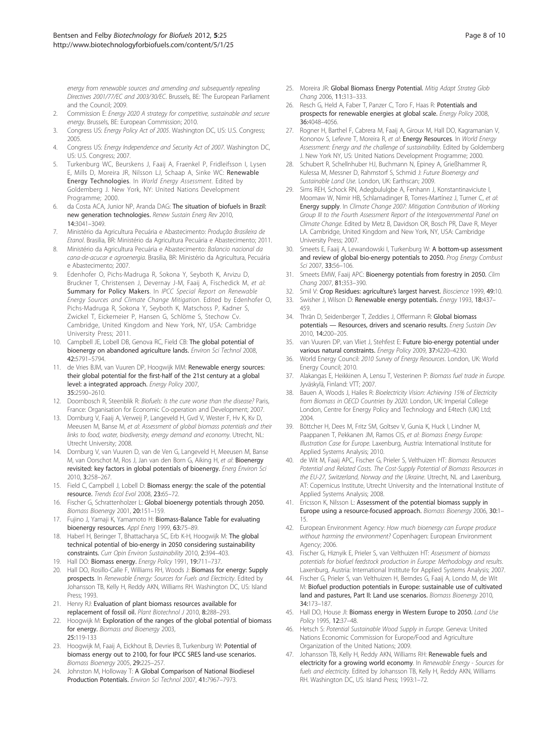energy from renewable sources and amending and subsequently repealing Directives 2001/77/EC and 2003/30/EC. Brussels, BE: The European Parliament and the Council; 2009.

2. Commission E: *Energy 2020 A strategy for competitive, sustainable and secure energy*. Brussels, BE: European Commission; 2010.
3. Congress US: *Energy Policy Act of 2005*. Washington DC, US: U.S. Congress; 2005.
4. Congress US: *Energy Independence and Security Act of 2007*. Washington DC, US: U.S. Congress; 2007.
5. Turkenburg WC, Beurskens J, Faaij A, Fraenkel P, Fridleifsson I, Lysen E, Mills D, Moreira JR, Nilsson LJ, Schaap A, Sinke WC: **Renewable Energy Technologies**. In *World Energy Assessment*. Edited by Goldemberg J. New York, NY: United Nations Development Programme; 2000.
6. da Costa ACA, Junior NP, Aranda DAG: **The situation of biofuels in Brazil: new generation technologies.** *Renew Sustain Energ Rev* 2010, **14**:3041–3049.
7. Ministério da Agricultura Pecuária e Abastecimento: *Produção Brasileira de Etanol*. Brasilia, BR: Ministério da Agricultura Pecuária e Abastecimento; 2011.
8. Ministério da Agricultura Pecuária e Abastecimento: *Balancio nacional da cana-de-acucar e agroenergia*. Brasilia, BR: Ministério da Agricultura, Pecuária e Abastecimento; 2007.
9. Edenhofer O, Pichs-Madruga R, Sokona Y, Seyboth K, Arvizu D, Bruckner T, Christensen J, Devernay J-M, Faaij A, Fischedick M, *et al*: **Summary for Policy Makers**. In *IPCC Special Report on Renewable Energy Sources and Climate Change Mitigation*. Edited by Edenhofer O, Pichs-Madruga R, Sokona Y, Seyboth K, Matschoss P, Kadner S, Zwickel T, Eickemeier P, Hansen G, Schlöme S, Stechow Cv. Cambridge, United Kingdom and New York, NY, USA: Cambridge University Press; 2011.
10. Campbell JE, Lobell DB, Genova RC, Field CB: **The global potential of bioenergy on abandoned agriculture lands.** *Environ Sci Technol* 2008, **42**:5791–5794.
11. de Vries BJM, van Vuuren DP, Hoogwijk MM: **Renewable energy sources: their global potential for the first-half of the 21st century at a global level: a integrated approach.** *Energy Policy* 2007, **35**:2590–2610.
12. Doornbosch R, Steenblik R: *Biofuels: Is the cure worse than the disease?* Paris, France: Organisation for Economic Co-operation and Development; 2007.
13. Dornburg V, Faaij A, Verweij P, Langeveld H, Gvd V, Wester F, Hv K, Kv D, Meeusen M, Banse M, *et al*: *Assessment of global biomass potentials and their links to food, water, biodiversity, energy demand and economy*. Utrecht, NL: Utrecht University; 2008.
14. Dornburg V, van Vuuren D, van de Ven G, Langeveld H, Meeusen M, Banse M, van Oorschot M, Ros J, Jan van den Born G, Aiking H, *et al*: **Bioenergy revisited: key factors in global potentials of bioenergy.** *Energ Environ Sci* 2010, **3**:258–267.
15. Field C, Campbell J, Lobell D: **Biomass energy: the scale of the potential resource.** *Trends Ecol Evol* 2008, **23**:65–72.
16. Fischer G, Schrattenholzer L: **Global bioenergy potentials through 2050.** *Biomass Bioenergy* 2001, **20**:151–159.
17. Fujino J, Yamaji K, Yamamoto H: **Biomass-Balance Table for evaluating bioenergy resources.** *Appl Energ* 1999, **63**:75–89.
18. Haberl H, Beringer T, Bhattacharya SC, Erb K-H, Hoogwijk M: **The global technical potential of bio-energy in 2050 considering sustainability constraints.** *Curr Opin Environ Sustainability* 2010, **2**:394–403.
19. Hall DO: **Biomass energy.** *Energy Policy* 1991, **19**:711–737.
20. Hall DO, Rosillo-Calle F, Williams RH, Woods J: **Biomass for energy: Supply prospects**. In *Renewable Energy: Sources for Fuels and Electricity*. Edited by Johansson TB, Kelly H, Reddy AKN, Williams RH. Washington DC, US: Island Press; 1993.
21. Henry RJ: **Evaluation of plant biomass resources available for replacement of fossil oil.** *Plant Biotechnol J* 2010, **8**:288–293.
22. Hoogwijk M: **Exploration of the ranges of the global potential of biomass for energy.** *Biomass and Bioenergy* 2003, **25**:119-133
23. Hoogwijk M, Faaij A, Eickhout B, Devries B, Turkenburg W: **Potential of biomass energy out to 2100, for four IPCC SRES land-use scenarios.** *Biomass Bioenergy* 2005, **29**:225–257.
24. Johnston M, Holloway T: **A Global Comparison of National Biodiesel Production Potentials.** *Environ Sci Technol* 2007, **41**:7967–7973.
25. Moreira JR: **Global Biomass Energy Potential.** *Mitig Adapt Strateg Glob Chang* 2006, **11**:313–333.
26. Resch G, Held A, Faber T, Panzer C, Toro F, Haas R: **Potentials and prospects for renewable energies at global scale.** *Energy Policy* 2008, **36**:4048–4056.
27. Rogner H, Barthel F, Cabrera M, Faaij A, Giroux M, Hall DO, Kagramanian V, Kononov S, Lefevre T, Moreira R, *et al*: **Energy Resources**. In *World Energy Assessment: Energy and the challenge of sustainability*. Edited by Goldemberg J. New York NY, US: United Nations Development Programme; 2000.
28. Schubert R, Schellnhuber HJ, Buchmann N, Epiney A, Grießhammer R, Kulessa M, Messner D, Rahmstorf S, Schmid J: *Future Bioenergy and Sustainable Land Use*. London, UK: Earthscan; 2009.
29. Sims REH, Schock RN, Adegbululgbe A, Fenhann J, Konstantinaviciute I, Moomaw W, Nimir HB, Schlamadinger B, Torres-Martínez J, Turner C, *et al*: **Energy supply**. In *Climate Change 2007: Mitigation Contribution of Working Group III to the Fourth Assessment Report of the Intergovernmental Panel on Climate Change*. Edited by Metz B, Davidson OR, Bosch PR, Dave R, Meyer LA. Cambridge, United Kingdom and New York, NY, USA: Cambridge University Press; 2007.
30. Smeets E, Faaij A, Lewandowski I, Turkenburg W: **A bottom-up assessment and review of global bio-energy potentials to 2050.** *Prog Energy Combust Sci* 2007, **33**:56–106.
31. Smeets EMW, Faaij APC: **Bioenergy potentials from forestry in 2050.** *Clim Chang* 2007, **81**:353–390.
32. Smil V: **Crop Residues: agriculture's largest harvest.** *Bioscience* 1999, **49**:10.
33. Swisher J, Wilson D: **Renewable energy potentials.** *Energy* 1993, **18**:437–459.
34. Thrän D, Seidenberger T, Zeddies J, Offermann R: **Global biomass potentials — Resources, drivers and scenario results.** *Energ Sustain Dev* 2010, **14**:200–205.
35. van Vuuren DP, van Vliet J, Stehfest E: **Future bio-energy potential under various natural constraints.** *Energy Policy* 2009, **37**:4220–4230.
36. World Energy Council: *2010 Survey of Energy Resources*. London, UK: World Energy Council; 2010.
37. Alakangas E, Heikkinen A, Lensu T, Vesterinen P: *Biomass fuel trade in Europe*. Jyväskylä, Finland: VTT; 2007.
38. Bauen A, Woods J, Hailes R: *Bioelectricity Vision: Achieving 15% of Electricity from Biomass in OECD Countries by 2020*. London, UK: Imperial College London, Centre for Energy Policy and Technology and E4tech (UK) Ltd; 2004.
39. Böttcher H, Dees M, Fritz SM, Goltsev V, Gunia K, Huck I, Lindner M, Paappanen T, Pekkanen JM, Ramos CIS, *et al*: *Biomass Energy Europe: Illustration Case for Europe*. Laxenburg, Austria: International Institute for Applied Systems Analysis; 2010.
40. de Wit M, Faaij APC, Fischer G, Prieler S, Velthuizen HT: *Biomass Resources Potential and Related Costs. The Cost-Supply Potential of Biomass Resources in the EU-27, Switzerland, Norway and the Ukraine*. Utrecht, NL and Laxenburg, AT: Copernicus Institute, Utrecht University and the International Institute of Applied Systems Analysis; 2008.
41. Ericsson K, Nilsson L: **Assessment of the potential biomass supply in Europe using a resource-focused approach.** *Biomass Bioenergy* 2006, **30**:1–15.
42. European Environment Agency: *How much bioenergy can Europe produce without harming the environment?* Copenhagen: European Environment Agency; 2006.
43. Fischer G, Hiznyik E, Prieler S, van Velthuizen HT: *Assessment of biomass potentials for biofuel feedstock production in Europe: Methodology and results*. Laxenburg, Austria: International Institute for Applied Systems Analysis; 2007.
44. Fischer G, Prieler S, van Velthuizen H, Berndes G, Faaij A, Londo M, de Wit M: **Biofuel production potentials in Europe: sustainable use of cultivated land and pastures, Part II: Land use scenarios.** *Biomass Bioenergy* 2010, **34**:173–187.
45. Hall DO, House JI: **Biomass energy in Western Europe to 2050.** *Land Use Policy* 1995, **12**:37–48.
46. Hetsch S: *Potential Sustainable Wood Supply in Europe*. Geneva: United Nations Economic Commission for Europe/Food and Agriculture Organization of the United Nations; 2009.
47. Johansson TB, Kelly H, Reddy AKN, Williams RH: **Renewable fuels and electricity for a growing world economy**. In *Renewable Energy - Sources for fuels and electricity*. Edited by Johansson TB, Kelly H, Reddy AKN, Williams RH. Washington DC, US: Island Press; 1993:1–72.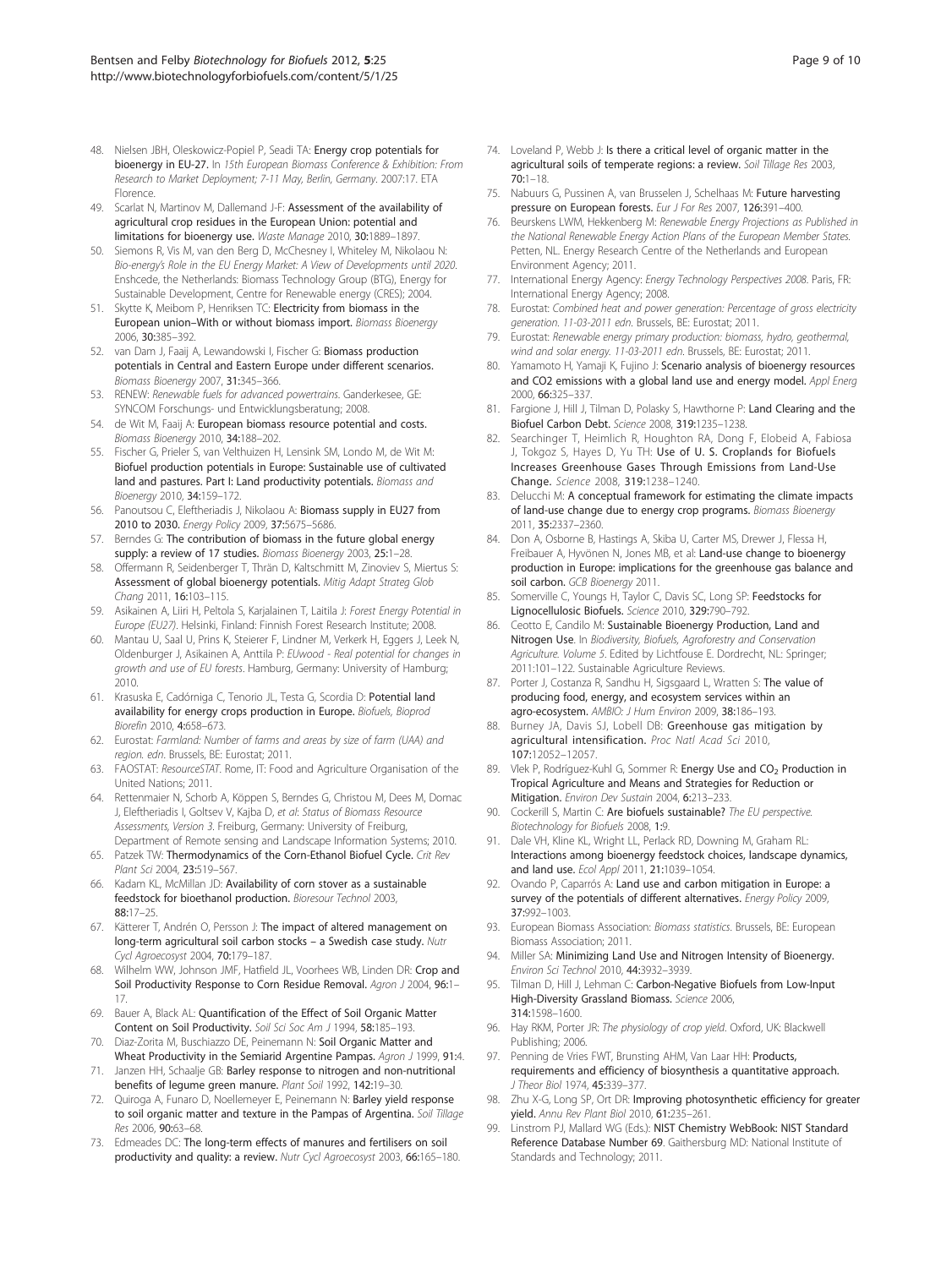48. Nielsen JBH, Oleskowicz-Popiel P, Seadi TA: **Energy crop potentials for bioenergy in EU-27.** In *15th European Biomass Conference & Exhibition: From Research to Market Deployment; 7-11 May, Berlin, Germany*. 2007:17. ETA Florence.
49. Scarlat N, Martinov M, Dallemand J-F: **Assessment of the availability of agricultural crop residues in the European Union: potential and limitations for bioenergy use.** *Waste Manage* 2010, **30:**1889–1897.
50. Siemons R, Vis M, van den Berg D, McChesney I, Whiteley M, Nikolaou N: *Bio-energy's Role in the EU Energy Market: A View of Developments until 2020*. Enshcede, the Netherlands: Biomass Technology Group (BTG), Energy for Sustainable Development, Centre for Renewable energy (CRES); 2004.
51. Skytte K, Meibom P, Henriksen TC: **Electricity from biomass in the European union–With or without biomass import.** *Biomass Bioenergy* 2006, **30:**385–392.
52. van Dam J, Faaij A, Lewandowski I, Fischer G: **Biomass production potentials in Central and Eastern Europe under different scenarios.** *Biomass Bioenergy* 2007, **31:**345–366.
53. RENEW: *Renewable fuels for advanced powertrains*. Ganderkesee, GE: SYNCOM Forschungs- und Entwicklungsberatung; 2008.
54. de Wit M, Faaij A: **European biomass resource potential and costs.** *Biomass Bioenergy* 2010, **34:**188–202.
55. Fischer G, Prieler S, van Velthuizen H, Lensink SM, Londo M, de Wit M: **Biofuel production potentials in Europe: Sustainable use of cultivated land and pastures. Part I: Land productivity potentials.** *Biomass and Bioenergy* 2010, **34:**159–172.
56. Panoutsou C, Eleftheriadis J, Nikolaou A: **Biomass supply in EU27 from 2010 to 2030.** *Energy Policy* 2009, **37:**5675–5686.
57. Berndes G: **The contribution of biomass in the future global energy supply: a review of 17 studies.** *Biomass Bioenergy* 2003, **25:**1–28.
58. Offermann R, Seidenberger T, Thrän D, Kaltschmitt M, Zinoviev S, Miertus S: **Assessment of global bioenergy potentials.** *Mitig Adapt Strateg Glob Chang* 2011, **16:**103–115.
59. Asikainen A, Liiri H, Peltola S, Karjalainen T, Laitila J: *Forest Energy Potential in Europe (EU27)*. Helsinki, Finland: Finnish Forest Research Institute; 2008.
60. Mantau U, Saal U, Prins K, Steierer F, Lindner M, Verkerk H, Eggers J, Leek N, Oldenburger J, Asikainen A, Anttila P: *EUwood - Real potential for changes in growth and use of EU forests*. Hamburg, Germany: University of Hamburg; 2010.
61. Krasuska E, Cadórniga C, Tenorio JL, Testa G, Scordia D: **Potential land availability for energy crops production in Europe.** *Biofuels, Bioprod Biorefin* 2010, **4:**658–673.
62. Eurostat: *Farmland: Number of farms and areas by size of farm (UAA) and region. edn*. Brussels, BE: Eurostat; 2011.
63. FAOSTAT: *ResourceSTAT*. Rome, IT: Food and Agriculture Organisation of the United Nations; 2011.
64. Rettenmaier N, Schorb A, Köppen S, Berndes G, Christou M, Dees M, Domac J, Eleftheriadis I, Goltsev V, Kajba D, *et al*: *Status of Biomass Resource Assessments, Version 3*. Freiburg, Germany: University of Freiburg, Department of Remote sensing and Landscape Information Systems; 2010.
65. Patzek TW: **Thermodynamics of the Corn-Ethanol Biofuel Cycle.** *Crit Rev Plant Sci* 2004, **23:**519–567.
66. Kadam KL, McMillan JD: **Availability of corn stover as a sustainable feedstock for bioethanol production.** *Bioresour Technol* 2003, **88:**17–25.
67. Kätterer T, Andrén O, Persson J: **The impact of altered management on long-term agricultural soil carbon stocks – a Swedish case study.** *Nutr Cycl Agroecosyst* 2004, **70:**179–187.
68. Wilhelm WW, Johnson JMF, Hatfield JL, Voorhees WB, Linden DR: **Crop and Soil Productivity Response to Corn Residue Removal.** *Agron J* 2004, **96:**1–17.
69. Bauer A, Black AL: **Quantification of the Effect of Soil Organic Matter Content on Soil Productivity.** *Soil Sci Soc Am J* 1994, **58:**185–193.
70. Diaz-Zorita M, Buschiazzo DE, Peinemann N: **Soil Organic Matter and Wheat Productivity in the Semiarid Argentine Pampas.** *Agron J* 1999, **91:**4.
71. Janzen HH, Schaalje GB: **Barley response to nitrogen and non-nutritional benefits of legume green manure.** *Plant Soil* 1992, **142:**19–30.
72. Quiroga A, Funaro D, Noellemeyer E, Peinemann N: **Barley yield response to soil organic matter and texture in the Pampas of Argentina.** *Soil Tillage Res* 2006, **90:**63–68.
73. Edmeades DC: **The long-term effects of manures and fertilisers on soil productivity and quality: a review.** *Nutr Cycl Agroecosyst* 2003, **66:**165–180.
74. Loveland P, Webb J: **Is there a critical level of organic matter in the agricultural soils of temperate regions: a review.** *Soil Tillage Res* 2003, **70:**1–18.
75. Nabuurs G, Pussinen A, van Brusselen J, Schelhaas M: **Future harvesting pressure on European forests.** *Eur J For Res* 2007, **126:**391–400.
76. Beurskens LWM, Hekkenberg M: *Renewable Energy Projections as Published in the National Renewable Energy Action Plans of the European Member States*. Petten, NL. Energy Research Centre of the Netherlands and European Environment Agency; 2011.
77. International Energy Agency: *Energy Technology Perspectives 2008*. Paris, FR: International Energy Agency; 2008.
78. Eurostat: *Combined heat and power generation: Percentage of gross electricity generation. 11-03-2011 edn*. Brussels, BE: Eurostat; 2011.
79. Eurostat: *Renewable energy primary production: biomass, hydro, geothermal, wind and solar energy. 11-03-2011 edn*. Brussels, BE: Eurostat; 2011.
80. Yamamoto H, Yamaji K, Fujino J: **Scenario analysis of bioenergy resources and CO2 emissions with a global land use and energy model.** *Appl Energ* 2000, **66:**325–337.
81. Fargione J, Hill J, Tilman D, Polasky S, Hawthorne P: **Land Clearing and the Biofuel Carbon Debt.** *Science* 2008, **319:**1235–1238.
82. Searchinger T, Heimlich R, Houghton RA, Dong F, Elobeid A, Fabiosa J, Tokgoz S, Hayes D, Yu TH: **Use of U. S. Croplands for Biofuels Increases Greenhouse Gases Through Emissions from Land-Use Change.** *Science* 2008, **319:**1238–1240.
83. Delucchi M: **A conceptual framework for estimating the climate impacts of land-use change due to energy crop programs.** *Biomass Bioenergy* 2011, **35:**2337–2360.
84. Don A, Osborne B, Hastings A, Skiba U, Carter MS, Drewer J, Flessa H, Freibauer A, Hyvönen N, Jones MB, et al: **Land-use change to bioenergy production in Europe: implications for the greenhouse gas balance and soil carbon.** *GCB Bioenergy* 2011.
85. Somerville C, Youngs H, Taylor C, Davis SC, Long SP: **Feedstocks for Lignocellulosic Biofuels.** *Science* 2010, **329:**790–792.
86. Ceotto E, Candilo M: **Sustainable Bioenergy Production, Land and Nitrogen Use.** In *Biodiversity, Biofuels, Agroforestry and Conservation Agriculture. Volume 5*. Edited by Lichtfouse E. Dordrecht, NL: Springer; 2011:101–122. Sustainable Agriculture Reviews.
87. Porter J, Costanza R, Sandhu H, Sigsgaard L, Wratten S: **The value of producing food, energy, and ecosystem services within an agro-ecosystem.** *AMBIO: J Hum Environ* 2009, **38:**186–193.
88. Burney JA, Davis SJ, Lobell DB: **Greenhouse gas mitigation by agricultural intensification.** *Proc Natl Acad Sci* 2010, **107:**12052–12057.
89. Vlek P, Rodríguez-Kuhl G, Sommer R: **Energy Use and $CO_2$ Production in Tropical Agriculture and Means and Strategies for Reduction or Mitigation.** *Environ Dev Sustain* 2004, **6:**213–233.
90. Cockerill S, Martin C: **Are biofuels sustainable?** *The EU perspective. Biotechnology for Biofuels* 2008, **1:**9.
91. Dale VH, Kline KL, Wright LL, Perlack RD, Downing M, Graham RL: **Interactions among bioenergy feedstock choices, landscape dynamics, and land use.** *Ecol Appl* 2011, **21:**1039–1054.
92. Ovando P, Caparrós A: **Land use and carbon mitigation in Europe: a survey of the potentials of different alternatives.** *Energy Policy* 2009, **37:**992–1003.
93. European Biomass Association: *Biomass statistics*. Brussels, BE: European Biomass Association; 2011.
94. Miller SA: **Minimizing Land Use and Nitrogen Intensity of Bioenergy.** *Environ Sci Technol* 2010, **44:**3932–3939.
95. Tilman D, Hill J, Lehman C: **Carbon-Negative Biofuels from Low-Input High-Diversity Grassland Biomass.** *Science* 2006, **314:**1598–1600.
96. Hay RKM, Porter JR: *The physiology of crop yield*. Oxford, UK: Blackwell Publishing; 2006.
97. Penning de Vries FWT, Brunsting AHM, Van Laar HH: **Products, requirements and efficiency of biosynthesis a quantitative approach.** *J Theor Biol* 1974, **45:**339–377.
98. Zhu X-G, Long SP, Ort DR: **Improving photosynthetic efficiency for greater yield.** *Annu Rev Plant Biol* 2010, **61:**235–261.
99. Linstrom PJ, Mallard WG (Eds.): **NIST Chemistry WebBook: NIST Standard Reference Database Number 69**. Gaithersburg MD: National Institute of Standards and Technology; 2011.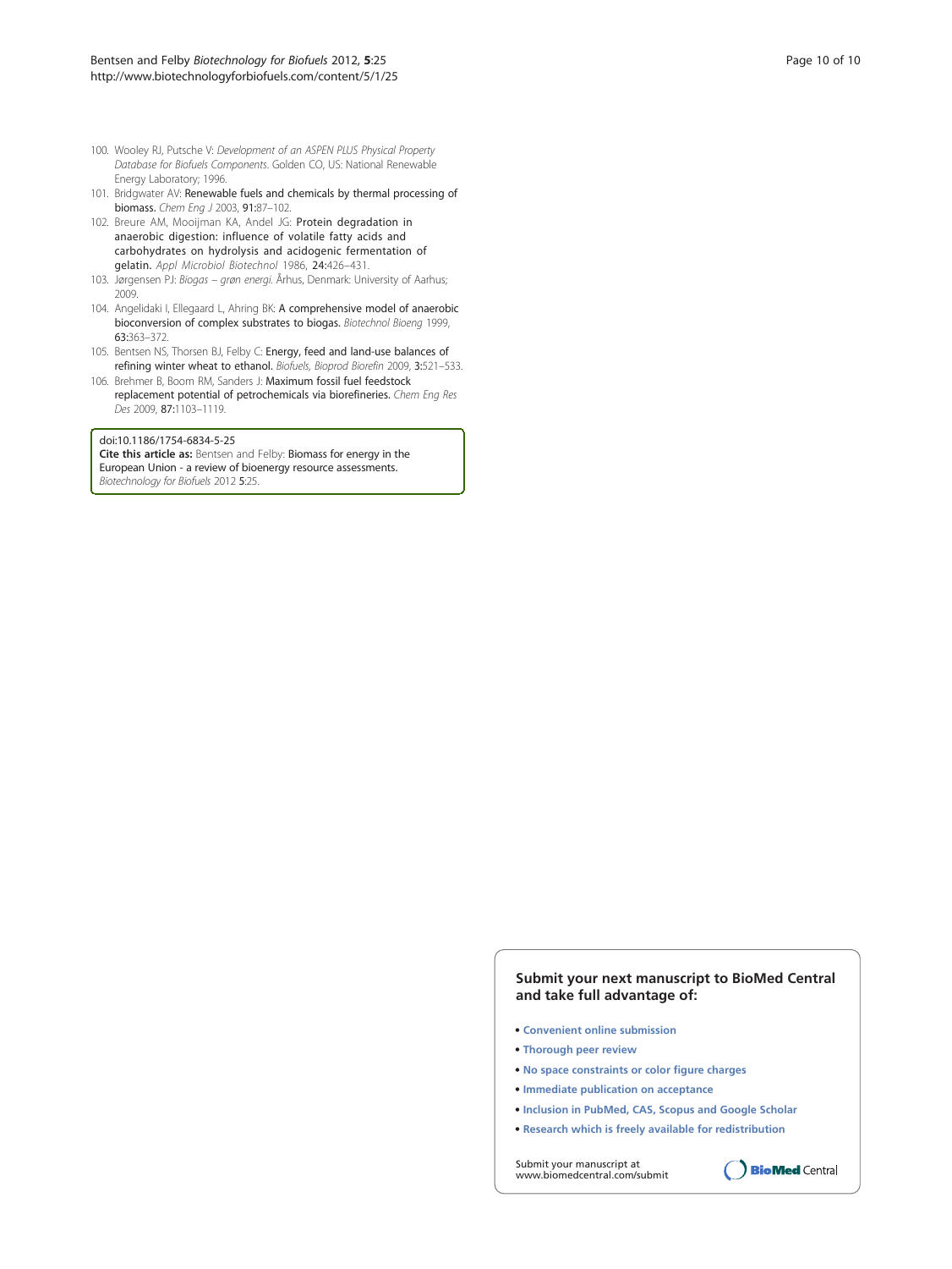100. Wooley RJ, Putsche V: *Development of an ASPEN PLUS Physical Property Database for Biofuels Components*. Golden CO, US: National Renewable Energy Laboratory; 1996.
101. Bridgwater AV: **Renewable fuels and chemicals by thermal processing of biomass.** *Chem Eng J* 2003, **91:**87–102.
102. Breure AM, Mooijman KA, Andel JG: **Protein degradation in anaerobic digestion: influence of volatile fatty acids and carbohydrates on hydrolysis and acidogenic fermentation of gelatin.** *Appl Microbiol Biotechnol* 1986, **24:**426–431.
103. Jørgensen PJ: *Biogas – grøn energi*. Århus, Denmark: University of Aarhus; 2009.
104. Angelidaki I, Ellegaard L, Ahring BK: **A comprehensive model of anaerobic bioconversion of complex substrates to biogas.** *Biotechnol Bioeng* 1999, **63:**363–372.
105. Bentsen NS, Thorsen BJ, Felby C: **Energy, feed and land-use balances of refining winter wheat to ethanol.** *Biofuels, Bioprod Biorefin* 2009, **3:**521–533.
106. Brehmer B, Boom RM, Sanders J: **Maximum fossil fuel feedstock replacement potential of petrochemicals via biorefineries.** *Chem Eng Res Des* 2009, **87:**1103–1119.

doi:10.1186/1754-6834-5-25
**Cite this article as:** Bentsen and Felby: **Biomass for energy in the European Union - a review of bioenergy resource assessments.** *Biotechnology for Biofuels* 2012 **5:**25.

**Submit your next manuscript to BioMed Central and take full advantage of:**

- **Convenient online submission**
- **Thorough peer review**
- **No space constraints or color figure charges**
- **Immediate publication on acceptance**
- **Inclusion in PubMed, CAS, Scopus and Google Scholar**
- **Research which is freely available for redistribution**

Submit your manuscript at
www.biomedcentral.com/submit

BioMed Central